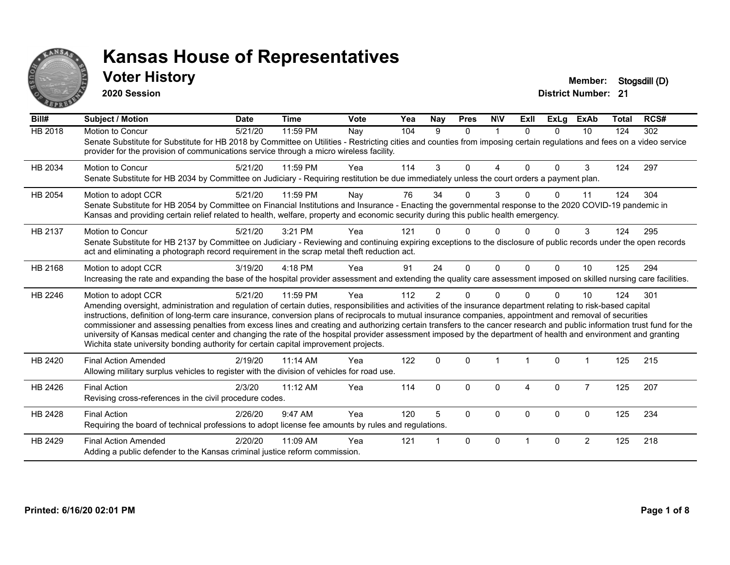# Kansas House of Representatives

## Voter History

**2020 Session**

**Member:** Stogsdill (D)
**District Number:** 21

| Bill# | Subject / Motion | Date | Time | Vote | Yea | Nay | Pres | N\V | ExII | ExLg | ExAb | Total | RCS# |
|---|---|---|---|---|---|---|---|---|---|---|---|---|---|
| HB 2018 | Motion to Concur | 5/21/20 | 11:59 PM | Nay | 104 | 9 | 0 | 1 | 0 | 0 | 10 | 124 | 302 |
| | Senate Substitute for Substitute for HB 2018 by Committee on Utilities - Restricting cities and counties from imposing certain regulations and fees on a video service provider for the provision of communications service through a micro wireless facility. | | | | | | | | | | | | |
| HB 2034 | Motion to Concur | 5/21/20 | 11:59 PM | Yea | 114 | 3 | 0 | 4 | 0 | 0 | 3 | 124 | 297 |
| | Senate Substitute for HB 2034 by Committee on Judiciary - Requiring restitution be due immediately unless the court orders a payment plan. | | | | | | | | | | | | |
| HB 2054 | Motion to adopt CCR | 5/21/20 | 11:59 PM | Nay | 76 | 34 | 0 | 3 | 0 | 0 | 11 | 124 | 304 |
| | Senate Substitute for HB 2054 by Committee on Financial Institutions and Insurance - Enacting the governmental response to the 2020 COVID-19 pandemic in Kansas and providing certain relief related to health, welfare, property and economic security during this public health emergency. | | | | | | | | | | | | |
| HB 2137 | Motion to Concur | 5/21/20 | 3:21 PM | Yea | 121 | 0 | 0 | 0 | 0 | 0 | 3 | 124 | 295 |
| | Senate Substitute for HB 2137 by Committee on Judiciary - Reviewing and continuing expiring exceptions to the disclosure of public records under the open records act and eliminating a photograph record requirement in the scrap metal theft reduction act. | | | | | | | | | | | | |
| HB 2168 | Motion to adopt CCR | 3/19/20 | 4:18 PM | Yea | 91 | 24 | 0 | 0 | 0 | 0 | 10 | 125 | 294 |
| | Increasing the rate and expanding the base of the hospital provider assessment and extending the quality care assessment imposed on skilled nursing care facilities. | | | | | | | | | | | | |
| HB 2246 | Motion to adopt CCR | 5/21/20 | 11:59 PM | Yea | 112 | 2 | 0 | 0 | 0 | 0 | 10 | 124 | 301 |
| | Amending oversight, administration and regulation of certain duties, responsibilities and activities of the insurance department relating to risk-based capital instructions, definition of long-term care insurance, conversion plans of reciprocals to mutual insurance companies, appointment and removal of securities commissioner and assessing penalties from excess lines and creating and authorizing certain transfers to the cancer research and public information trust fund for the university of Kansas medical center and changing the rate of the hospital provider assessment imposed by the department of health and environment and granting Wichita state university bonding authority for certain capital improvement projects. | | | | | | | | | | | | |
| HB 2420 | Final Action Amended | 2/19/20 | 11:14 AM | Yea | 122 | 0 | 0 | 1 | 1 | 0 | 1 | 125 | 215 |
| | Allowing military surplus vehicles to register with the division of vehicles for road use. | | | | | | | | | | | | |
| HB 2426 | Final Action | 2/3/20 | 11:12 AM | Yea | 114 | 0 | 0 | 0 | 4 | 0 | 7 | 125 | 207 |
| | Revising cross-references in the civil procedure codes. | | | | | | | | | | | | |
| HB 2428 | Final Action | 2/26/20 | 9:47 AM | Yea | 120 | 5 | 0 | 0 | 0 | 0 | 0 | 125 | 234 |
| | Requiring the board of technical professions to adopt license fee amounts by rules and regulations. | | | | | | | | | | | | |
| HB 2429 | Final Action Amended | 2/20/20 | 11:09 AM | Yea | 121 | 1 | 0 | 0 | 1 | 0 | 2 | 125 | 218 |
| | Adding a public defender to the Kansas criminal justice reform commission. | | | | | | | | | | | | |

**Printed: 6/16/20 02:01 PM**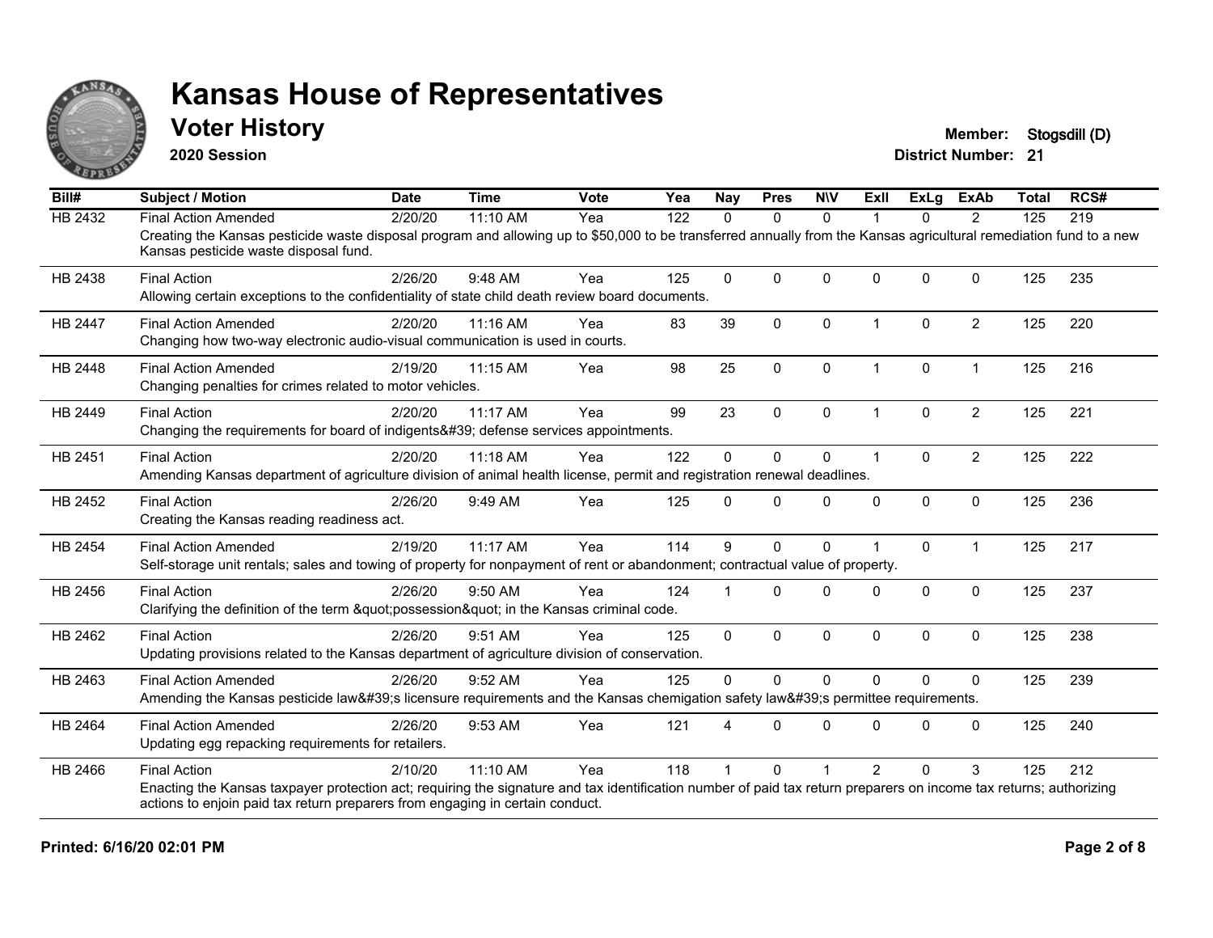# Kansas House of Representatives

## Voter History

**2020 Session**

**Member:** Stogsdill (D)

**District Number:** 21

| Bill# | Subject / Motion | Date | Time | Vote | Yea | Nay | Pres | N\V | ExII | ExLg | ExAb | Total | RCS# |
|---|---|---|---|---|---|---|---|---|---|---|---|---|---|
| HB 2432 | Final Action Amended | 2/20/20 | 11:10 AM | Yea | 122 | 0 | 0 | 0 | 1 | 0 | 2 | 125 | 219 |
| | Creating the Kansas pesticide waste disposal program and allowing up to $50,000 to be transferred annually from the Kansas agricultural remediation fund to a new Kansas pesticide waste disposal fund. | | | | | | | | | | | | |
| HB 2438 | Final Action | 2/26/20 | 9:48 AM | Yea | 125 | 0 | 0 | 0 | 0 | 0 | 0 | 125 | 235 |
| | Allowing certain exceptions to the confidentiality of state child death review board documents. | | | | | | | | | | | | |
| HB 2447 | Final Action Amended | 2/20/20 | 11:16 AM | Yea | 83 | 39 | 0 | 0 | 1 | 0 | 2 | 125 | 220 |
| | Changing how two-way electronic audio-visual communication is used in courts. | | | | | | | | | | | | |
| HB 2448 | Final Action Amended | 2/19/20 | 11:15 AM | Yea | 98 | 25 | 0 | 0 | 1 | 0 | 1 | 125 | 216 |
| | Changing penalties for crimes related to motor vehicles. | | | | | | | | | | | | |
| HB 2449 | Final Action | 2/20/20 | 11:17 AM | Yea | 99 | 23 | 0 | 0 | 1 | 0 | 2 | 125 | 221 |
| | Changing the requirements for board of indigents&#39; defense services appointments. | | | | | | | | | | | | |
| HB 2451 | Final Action | 2/20/20 | 11:18 AM | Yea | 122 | 0 | 0 | 0 | 1 | 0 | 2 | 125 | 222 |
| | Amending Kansas department of agriculture division of animal health license, permit and registration renewal deadlines. | | | | | | | | | | | | |
| HB 2452 | Final Action | 2/26/20 | 9:49 AM | Yea | 125 | 0 | 0 | 0 | 0 | 0 | 0 | 125 | 236 |
| | Creating the Kansas reading readiness act. | | | | | | | | | | | | |
| HB 2454 | Final Action Amended | 2/19/20 | 11:17 AM | Yea | 114 | 9 | 0 | 0 | 1 | 0 | 1 | 125 | 217 |
| | Self-storage unit rentals; sales and towing of property for nonpayment of rent or abandonment; contractual value of property. | | | | | | | | | | | | |
| HB 2456 | Final Action | 2/26/20 | 9:50 AM | Yea | 124 | 1 | 0 | 0 | 0 | 0 | 0 | 125 | 237 |
| | Clarifying the definition of the term &quot;possession&quot; in the Kansas criminal code. | | | | | | | | | | | | |
| HB 2462 | Final Action | 2/26/20 | 9:51 AM | Yea | 125 | 0 | 0 | 0 | 0 | 0 | 0 | 125 | 238 |
| | Updating provisions related to the Kansas department of agriculture division of conservation. | | | | | | | | | | | | |
| HB 2463 | Final Action Amended | 2/26/20 | 9:52 AM | Yea | 125 | 0 | 0 | 0 | 0 | 0 | 0 | 125 | 239 |
| | Amending the Kansas pesticide law&#39;s licensure requirements and the Kansas chemigation safety law&#39;s permittee requirements. | | | | | | | | | | | | |
| HB 2464 | Final Action Amended | 2/26/20 | 9:53 AM | Yea | 121 | 4 | 0 | 0 | 0 | 0 | 0 | 125 | 240 |
| | Updating egg repacking requirements for retailers. | | | | | | | | | | | | |
| HB 2466 | Final Action | 2/10/20 | 11:10 AM | Yea | 118 | 1 | 0 | 1 | 2 | 0 | 3 | 125 | 212 |
| | Enacting the Kansas taxpayer protection act; requiring the signature and tax identification number of paid tax return preparers on income tax returns; authorizing actions to enjoin paid tax return preparers from engaging in certain conduct. | | | | | | | | | | | | |

Printed: 6/16/20 02:01 PM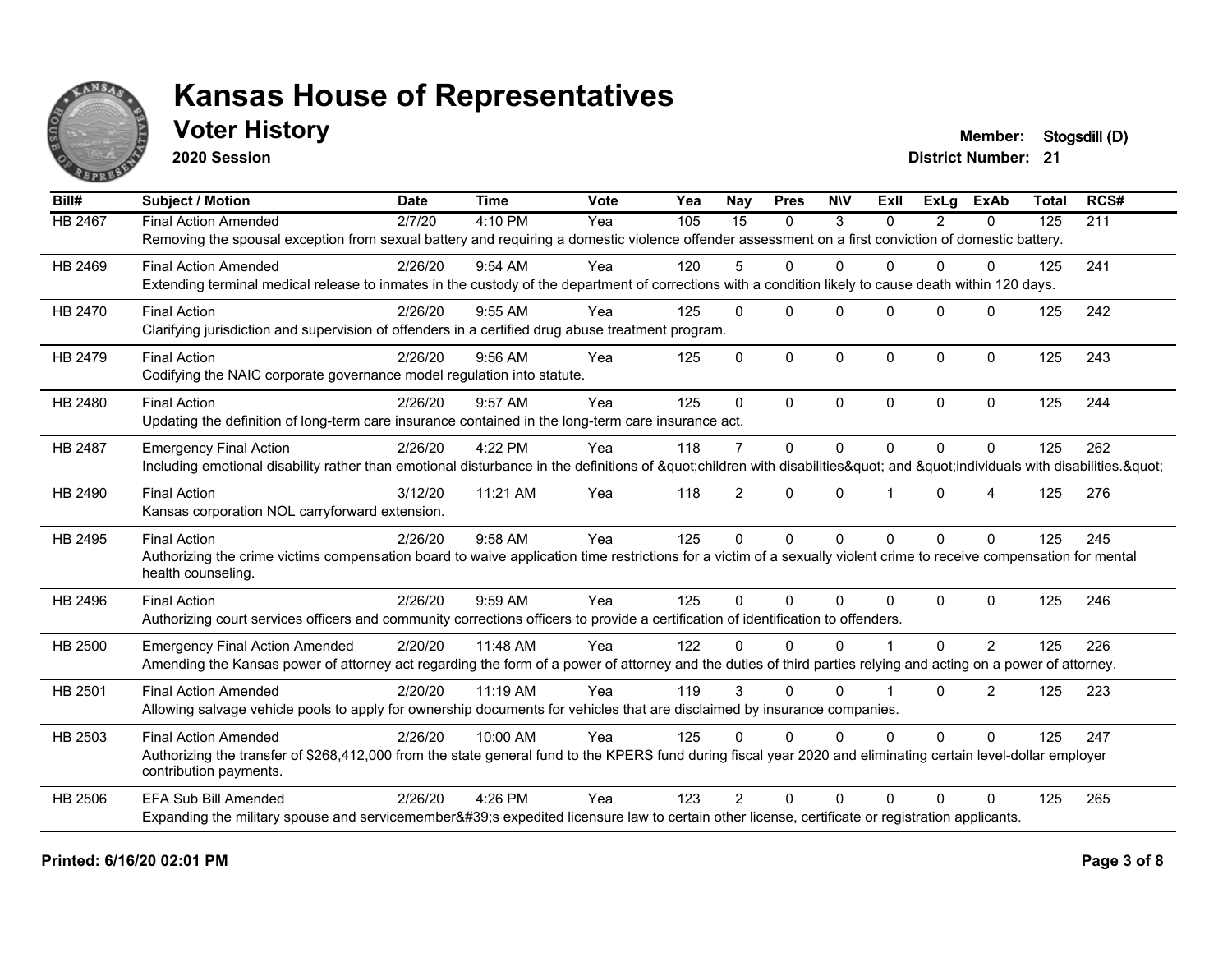# Kansas House of Representatives

## Voter History

**2020 Session**

**Member:** Stogsdill (D)
**District Number:** 21

| Bill# | Subject / Motion | Date | Time | Vote | Yea | Nay | Pres | N\V | ExII | ExLg | ExAb | Total | RCS# |
|---|---|---|---|---|---|---|---|---|---|---|---|---|---|
| HB 2467 | Final Action Amended | 2/7/20 | 4:10 PM | Yea | 105 | 15 | 0 | 3 | 0 | 2 | 0 | 125 | 211 |
| | Removing the spousal exception from sexual battery and requiring a domestic violence offender assessment on a first conviction of domestic battery. | | | | | | | | | | | | |
| HB 2469 | Final Action Amended | 2/26/20 | 9:54 AM | Yea | 120 | 5 | 0 | 0 | 0 | 0 | 0 | 125 | 241 |
| | Extending terminal medical release to inmates in the custody of the department of corrections with a condition likely to cause death within 120 days. | | | | | | | | | | | | |
| HB 2470 | Final Action | 2/26/20 | 9:55 AM | Yea | 125 | 0 | 0 | 0 | 0 | 0 | 0 | 125 | 242 |
| | Clarifying jurisdiction and supervision of offenders in a certified drug abuse treatment program. | | | | | | | | | | | | |
| HB 2479 | Final Action | 2/26/20 | 9:56 AM | Yea | 125 | 0 | 0 | 0 | 0 | 0 | 0 | 125 | 243 |
| | Codifying the NAIC corporate governance model regulation into statute. | | | | | | | | | | | | |
| HB 2480 | Final Action | 2/26/20 | 9:57 AM | Yea | 125 | 0 | 0 | 0 | 0 | 0 | 0 | 125 | 244 |
| | Updating the definition of long-term care insurance contained in the long-term care insurance act. | | | | | | | | | | | | |
| HB 2487 | Emergency Final Action | 2/26/20 | 4:22 PM | Yea | 118 | 7 | 0 | 0 | 0 | 0 | 0 | 125 | 262 |
| | Including emotional disability rather than emotional disturbance in the definitions of &quot;children with disabilities&quot; and &quot;individuals with disabilities.&quot; | | | | | | | | | | | | |
| HB 2490 | Final Action | 3/12/20 | 11:21 AM | Yea | 118 | 2 | 0 | 0 | 1 | 0 | 4 | 125 | 276 |
| | Kansas corporation NOL carryforward extension. | | | | | | | | | | | | |
| HB 2495 | Final Action | 2/26/20 | 9:58 AM | Yea | 125 | 0 | 0 | 0 | 0 | 0 | 0 | 125 | 245 |
| | Authorizing the crime victims compensation board to waive application time restrictions for a victim of a sexually violent crime to receive compensation for mental health counseling. | | | | | | | | | | | | |
| HB 2496 | Final Action | 2/26/20 | 9:59 AM | Yea | 125 | 0 | 0 | 0 | 0 | 0 | 0 | 125 | 246 |
| | Authorizing court services officers and community corrections officers to provide a certification of identification to offenders. | | | | | | | | | | | | |
| HB 2500 | Emergency Final Action Amended | 2/20/20 | 11:48 AM | Yea | 122 | 0 | 0 | 0 | 1 | 0 | 2 | 125 | 226 |
| | Amending the Kansas power of attorney act regarding the form of a power of attorney and the duties of third parties relying and acting on a power of attorney. | | | | | | | | | | | | |
| HB 2501 | Final Action Amended | 2/20/20 | 11:19 AM | Yea | 119 | 3 | 0 | 0 | 1 | 0 | 2 | 125 | 223 |
| | Allowing salvage vehicle pools to apply for ownership documents for vehicles that are disclaimed by insurance companies. | | | | | | | | | | | | |
| HB 2503 | Final Action Amended | 2/26/20 | 10:00 AM | Yea | 125 | 0 | 0 | 0 | 0 | 0 | 0 | 125 | 247 |
| | Authorizing the transfer of $268,412,000 from the state general fund to the KPERS fund during fiscal year 2020 and eliminating certain level-dollar employer contribution payments. | | | | | | | | | | | | |
| HB 2506 | EFA Sub Bill Amended | 2/26/20 | 4:26 PM | Yea | 123 | 2 | 0 | 0 | 0 | 0 | 0 | 125 | 265 |
| | Expanding the military spouse and servicemember&#39;s expedited licensure law to certain other license, certificate or registration applicants. | | | | | | | | | | | | |

**Printed: 6/16/20 02:01 PM**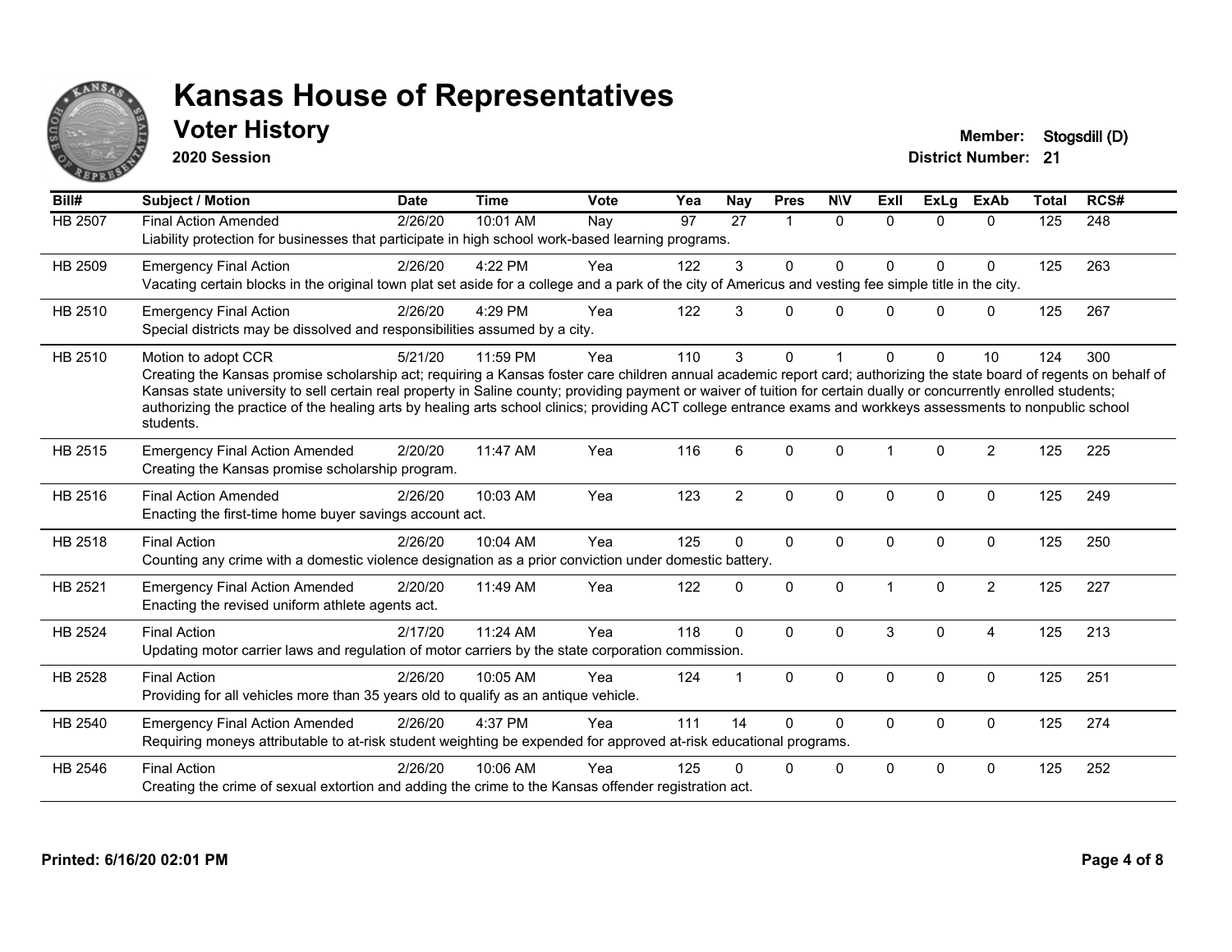# Kansas House of Representatives

## Voter History

**2020 Session**

**Member:** Stogsdill (D)
**District Number:** 21

| Bill# | Subject / Motion | Date | Time | Vote | Yea | Nay | Pres | N\V | ExII | ExLg | ExAb | Total | RCS# |
|---|---|---|---|---|---|---|---|---|---|---|---|---|---|
| HB 2507 | Final Action Amended | 2/26/20 | 10:01 AM | Nay | 97 | 27 | 1 | 0 | 0 | 0 | 0 | 125 | 248 |
| | Liability protection for businesses that participate in high school work-based learning programs. | | | | | | | | | | | | |
| HB 2509 | Emergency Final Action | 2/26/20 | 4:22 PM | Yea | 122 | 3 | 0 | 0 | 0 | 0 | 0 | 125 | 263 |
| | Vacating certain blocks in the original town plat set aside for a college and a park of the city of Americus and vesting fee simple title in the city. | | | | | | | | | | | | |
| HB 2510 | Emergency Final Action | 2/26/20 | 4:29 PM | Yea | 122 | 3 | 0 | 0 | 0 | 0 | 0 | 125 | 267 |
| | Special districts may be dissolved and responsibilities assumed by a city. | | | | | | | | | | | | |
| HB 2510 | Motion to adopt CCR | 5/21/20 | 11:59 PM | Yea | 110 | 3 | 0 | 1 | 0 | 0 | 10 | 124 | 300 |
| | Creating the Kansas promise scholarship act; requiring a Kansas foster care children annual academic report card; authorizing the state board of regents on behalf of Kansas state university to sell certain real property in Saline county; providing payment or waiver of tuition for certain dually or concurrently enrolled students; authorizing the practice of the healing arts by healing arts school clinics; providing ACT college entrance exams and workkeys assessments to nonpublic school students. | | | | | | | | | | | | |
| HB 2515 | Emergency Final Action Amended | 2/20/20 | 11:47 AM | Yea | 116 | 6 | 0 | 0 | 1 | 0 | 2 | 125 | 225 |
| | Creating the Kansas promise scholarship program. | | | | | | | | | | | | |
| HB 2516 | Final Action Amended | 2/26/20 | 10:03 AM | Yea | 123 | 2 | 0 | 0 | 0 | 0 | 0 | 125 | 249 |
| | Enacting the first-time home buyer savings account act. | | | | | | | | | | | | |
| HB 2518 | Final Action | 2/26/20 | 10:04 AM | Yea | 125 | 0 | 0 | 0 | 0 | 0 | 0 | 125 | 250 |
| | Counting any crime with a domestic violence designation as a prior conviction under domestic battery. | | | | | | | | | | | | |
| HB 2521 | Emergency Final Action Amended | 2/20/20 | 11:49 AM | Yea | 122 | 0 | 0 | 0 | 1 | 0 | 2 | 125 | 227 |
| | Enacting the revised uniform athlete agents act. | | | | | | | | | | | | |
| HB 2524 | Final Action | 2/17/20 | 11:24 AM | Yea | 118 | 0 | 0 | 0 | 3 | 0 | 4 | 125 | 213 |
| | Updating motor carrier laws and regulation of motor carriers by the state corporation commission. | | | | | | | | | | | | |
| HB 2528 | Final Action | 2/26/20 | 10:05 AM | Yea | 124 | 1 | 0 | 0 | 0 | 0 | 0 | 125 | 251 |
| | Providing for all vehicles more than 35 years old to qualify as an antique vehicle. | | | | | | | | | | | | |
| HB 2540 | Emergency Final Action Amended | 2/26/20 | 4:37 PM | Yea | 111 | 14 | 0 | 0 | 0 | 0 | 0 | 125 | 274 |
| | Requiring moneys attributable to at-risk student weighting be expended for approved at-risk educational programs. | | | | | | | | | | | | |
| HB 2546 | Final Action | 2/26/20 | 10:06 AM | Yea | 125 | 0 | 0 | 0 | 0 | 0 | 0 | 125 | 252 |
| | Creating the crime of sexual extortion and adding the crime to the Kansas offender registration act. | | | | | | | | | | | | |

**Printed: 6/16/20 02:01 PM**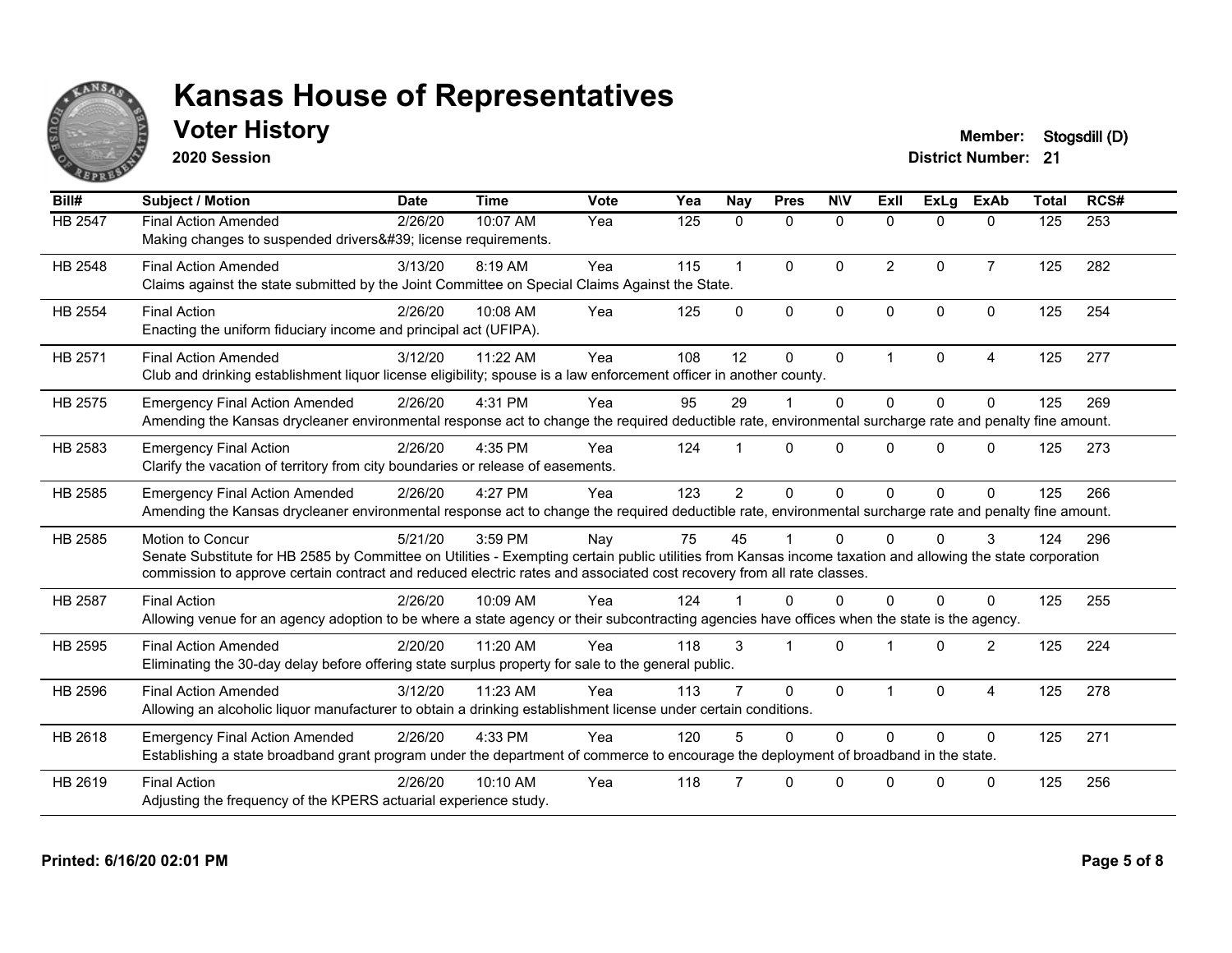# Kansas House of Representatives

## Voter History

**2020 Session**

**Member:** Stogsdill (D)
**District Number:** 21

| Bill# | Subject / Motion | Date | Time | Vote | Yea | Nay | Pres | N\V | ExII | ExLg | ExAb | Total | RCS# |
|---|---|---|---|---|---|---|---|---|---|---|---|---|---|
| HB 2547 | Final Action Amended | 2/26/20 | 10:07 AM | Yea | 125 | 0 | 0 | 0 | 0 | 0 | 0 | 125 | 253 |
| | Making changes to suspended drivers&#39; license requirements. | | | | | | | | | | | | |
| HB 2548 | Final Action Amended | 3/13/20 | 8:19 AM | Yea | 115 | 1 | 0 | 0 | 2 | 0 | 7 | 125 | 282 |
| | Claims against the state submitted by the Joint Committee on Special Claims Against the State. | | | | | | | | | | | | |
| HB 2554 | Final Action | 2/26/20 | 10:08 AM | Yea | 125 | 0 | 0 | 0 | 0 | 0 | 0 | 125 | 254 |
| | Enacting the uniform fiduciary income and principal act (UFIPA). | | | | | | | | | | | | |
| HB 2571 | Final Action Amended | 3/12/20 | 11:22 AM | Yea | 108 | 12 | 0 | 0 | 1 | 0 | 4 | 125 | 277 |
| | Club and drinking establishment liquor license eligibility; spouse is a law enforcement officer in another county. | | | | | | | | | | | | |
| HB 2575 | Emergency Final Action Amended | 2/26/20 | 4:31 PM | Yea | 95 | 29 | 1 | 0 | 0 | 0 | 0 | 125 | 269 |
| | Amending the Kansas drycleaner environmental response act to change the required deductible rate, environmental surcharge rate and penalty fine amount. | | | | | | | | | | | | |
| HB 2583 | Emergency Final Action | 2/26/20 | 4:35 PM | Yea | 124 | 1 | 0 | 0 | 0 | 0 | 0 | 125 | 273 |
| | Clarify the vacation of territory from city boundaries or release of easements. | | | | | | | | | | | | |
| HB 2585 | Emergency Final Action Amended | 2/26/20 | 4:27 PM | Yea | 123 | 2 | 0 | 0 | 0 | 0 | 0 | 125 | 266 |
| | Amending the Kansas drycleaner environmental response act to change the required deductible rate, environmental surcharge rate and penalty fine amount. | | | | | | | | | | | | |
| HB 2585 | Motion to Concur | 5/21/20 | 3:59 PM | Nay | 75 | 45 | 1 | 0 | 0 | 0 | 3 | 124 | 296 |
| | Senate Substitute for HB 2585 by Committee on Utilities - Exempting certain public utilities from Kansas income taxation and allowing the state corporation commission to approve certain contract and reduced electric rates and associated cost recovery from all rate classes. | | | | | | | | | | | | |
| HB 2587 | Final Action | 2/26/20 | 10:09 AM | Yea | 124 | 1 | 0 | 0 | 0 | 0 | 0 | 125 | 255 |
| | Allowing venue for an agency adoption to be where a state agency or their subcontracting agencies have offices when the state is the agency. | | | | | | | | | | | | |
| HB 2595 | Final Action Amended | 2/20/20 | 11:20 AM | Yea | 118 | 3 | 1 | 0 | 1 | 0 | 2 | 125 | 224 |
| | Eliminating the 30-day delay before offering state surplus property for sale to the general public. | | | | | | | | | | | | |
| HB 2596 | Final Action Amended | 3/12/20 | 11:23 AM | Yea | 113 | 7 | 0 | 0 | 1 | 0 | 4 | 125 | 278 |
| | Allowing an alcoholic liquor manufacturer to obtain a drinking establishment license under certain conditions. | | | | | | | | | | | | |
| HB 2618 | Emergency Final Action Amended | 2/26/20 | 4:33 PM | Yea | 120 | 5 | 0 | 0 | 0 | 0 | 0 | 125 | 271 |
| | Establishing a state broadband grant program under the department of commerce to encourage the deployment of broadband in the state. | | | | | | | | | | | | |
| HB 2619 | Final Action | 2/26/20 | 10:10 AM | Yea | 118 | 7 | 0 | 0 | 0 | 0 | 0 | 125 | 256 |
| | Adjusting the frequency of the KPERS actuarial experience study. | | | | | | | | | | | | |

**Printed: 6/16/20 02:01 PM**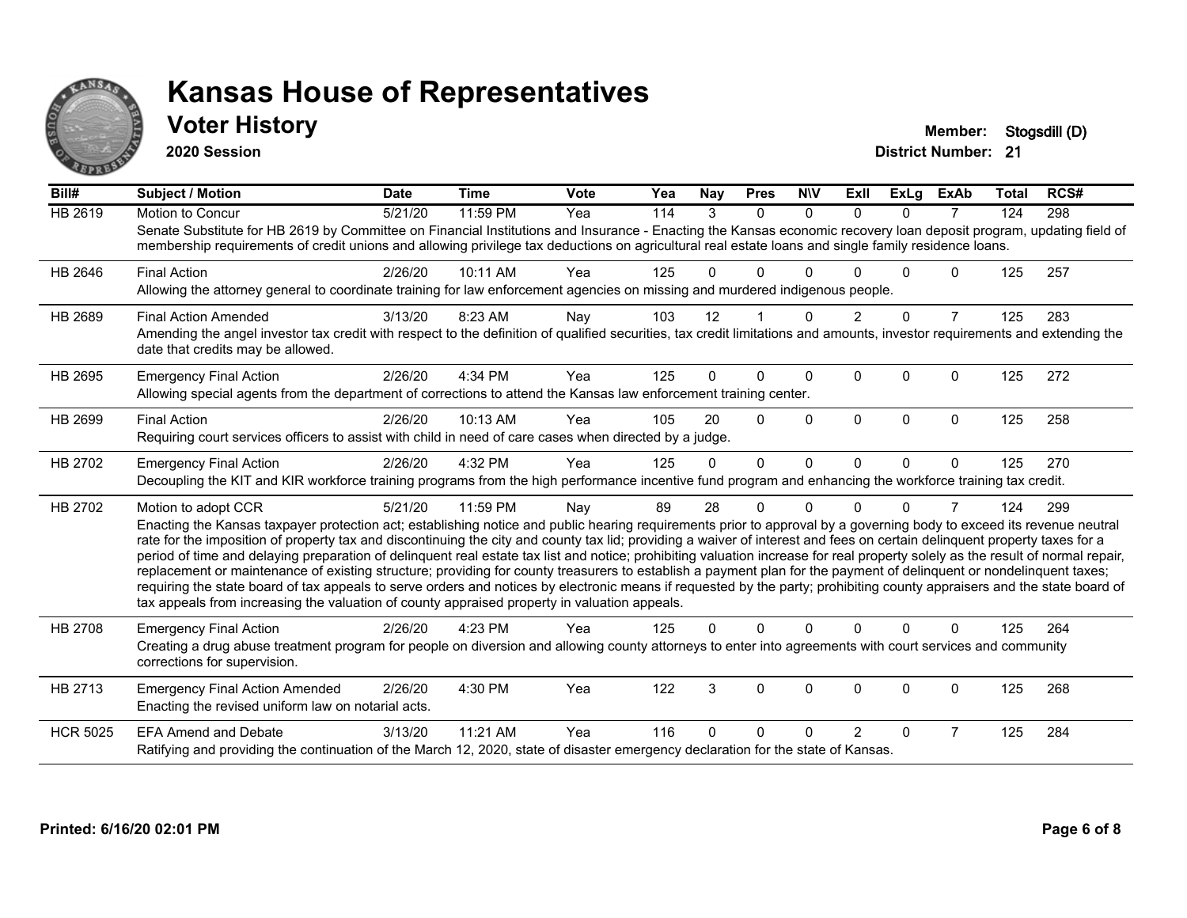# Kansas House of Representatives

## Voter History

**2020 Session**

**Member:** Stogsdill (D)
**District Number:** 21

| Bill# | Subject / Motion | Date | Time | Vote | Yea | Nay | Pres | N\V | ExII | ExLg | ExAb | Total | RCS# |
|---|---|---|---|---|---|---|---|---|---|---|---|---|---|
| HB 2619 | Motion to Concur | 5/21/20 | 11:59 PM | Yea | 114 | 3 | 0 | 0 | 0 | 0 | 7 | 124 | 298 |
| | Senate Substitute for HB 2619 by Committee on Financial Institutions and Insurance - Enacting the Kansas economic recovery loan deposit program, updating field of membership requirements of credit unions and allowing privilege tax deductions on agricultural real estate loans and single family residence loans. | | | | | | | | | | | | |
| HB 2646 | Final Action | 2/26/20 | 10:11 AM | Yea | 125 | 0 | 0 | 0 | 0 | 0 | 0 | 125 | 257 |
| | Allowing the attorney general to coordinate training for law enforcement agencies on missing and murdered indigenous people. | | | | | | | | | | | | |
| HB 2689 | Final Action Amended | 3/13/20 | 8:23 AM | Nay | 103 | 12 | 1 | 0 | 2 | 0 | 7 | 125 | 283 |
| | Amending the angel investor tax credit with respect to the definition of qualified securities, tax credit limitations and amounts, investor requirements and extending the date that credits may be allowed. | | | | | | | | | | | | |
| HB 2695 | Emergency Final Action | 2/26/20 | 4:34 PM | Yea | 125 | 0 | 0 | 0 | 0 | 0 | 0 | 125 | 272 |
| | Allowing special agents from the department of corrections to attend the Kansas law enforcement training center. | | | | | | | | | | | | |
| HB 2699 | Final Action | 2/26/20 | 10:13 AM | Yea | 105 | 20 | 0 | 0 | 0 | 0 | 0 | 125 | 258 |
| | Requiring court services officers to assist with child in need of care cases when directed by a judge. | | | | | | | | | | | | |
| HB 2702 | Emergency Final Action | 2/26/20 | 4:32 PM | Yea | 125 | 0 | 0 | 0 | 0 | 0 | 0 | 125 | 270 |
| | Decoupling the KIT and KIR workforce training programs from the high performance incentive fund program and enhancing the workforce training tax credit. | | | | | | | | | | | | |
| HB 2702 | Motion to adopt CCR | 5/21/20 | 11:59 PM | Nay | 89 | 28 | 0 | 0 | 0 | 0 | 7 | 124 | 299 |
| | Enacting the Kansas taxpayer protection act; establishing notice and public hearing requirements prior to approval by a governing body to exceed its revenue neutral rate for the imposition of property tax and discontinuing the city and county tax lid; providing a waiver of interest and fees on certain delinquent property taxes for a period of time and delaying preparation of delinquent real estate tax list and notice; prohibiting valuation increase for real property solely as the result of normal repair, replacement or maintenance of existing structure; providing for county treasurers to establish a payment plan for the payment of delinquent or nondelinquent taxes; requiring the state board of tax appeals to serve orders and notices by electronic means if requested by the party; prohibiting county appraisers and the state board of tax appeals from increasing the valuation of county appraised property in valuation appeals. | | | | | | | | | | | | |
| HB 2708 | Emergency Final Action | 2/26/20 | 4:23 PM | Yea | 125 | 0 | 0 | 0 | 0 | 0 | 0 | 125 | 264 |
| | Creating a drug abuse treatment program for people on diversion and allowing county attorneys to enter into agreements with court services and community corrections for supervision. | | | | | | | | | | | | |
| HB 2713 | Emergency Final Action Amended | 2/26/20 | 4:30 PM | Yea | 122 | 3 | 0 | 0 | 0 | 0 | 0 | 125 | 268 |
| | Enacting the revised uniform law on notarial acts. | | | | | | | | | | | | |
| HCR 5025 | EFA Amend and Debate | 3/13/20 | 11:21 AM | Yea | 116 | 0 | 0 | 0 | 2 | 0 | 7 | 125 | 284 |
| | Ratifying and providing the continuation of the March 12, 2020, state of disaster emergency declaration for the state of Kansas. | | | | | | | | | | | | |

**Printed: 6/16/20 02:01 PM**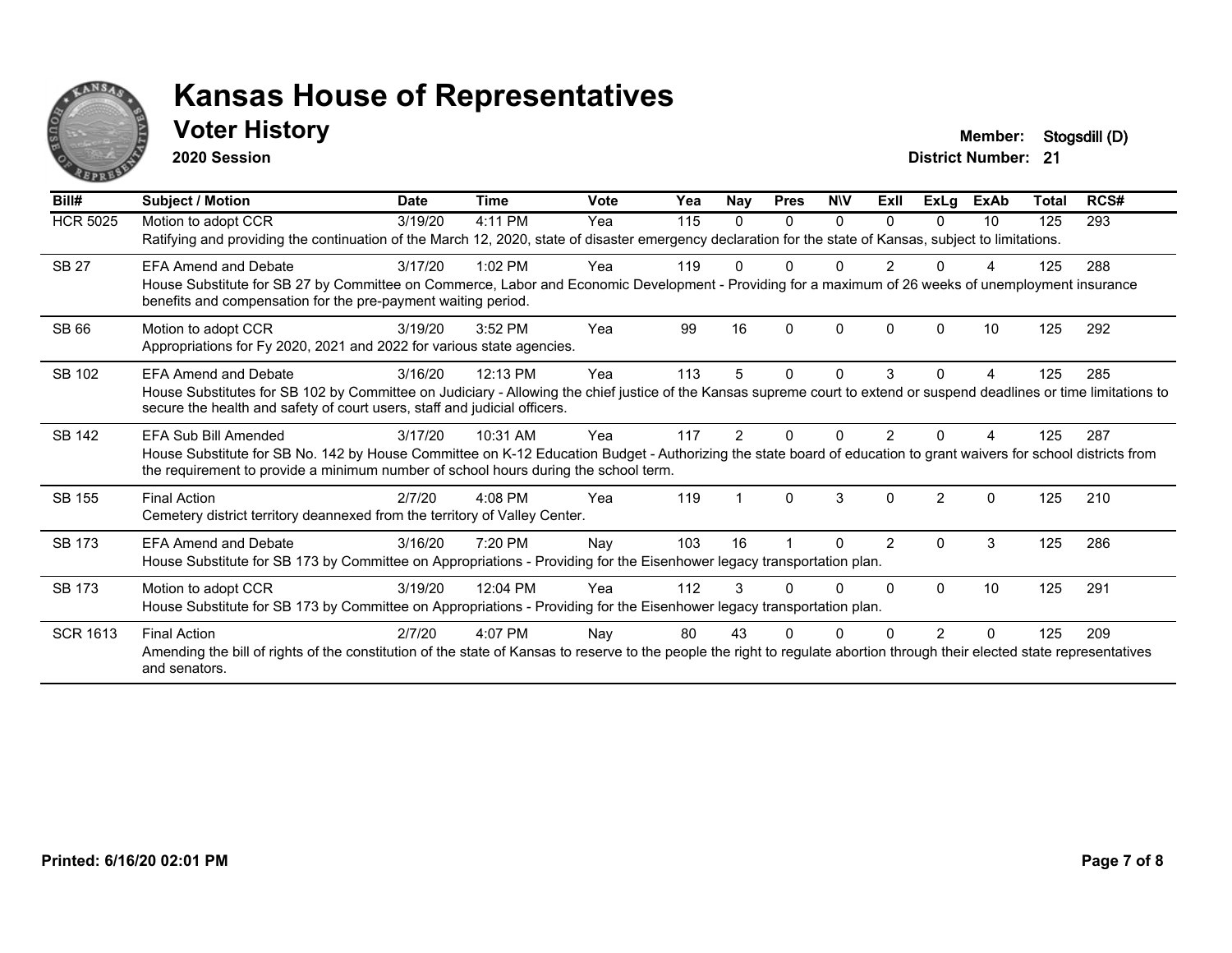# Kansas House of Representatives

## Voter History

**2020 Session**

**Member:** Stogsdill (D)
**District Number:** 21

| Bill# | Subject / Motion | Date | Time | Vote | Yea | Nay | Pres | N\V | ExII | ExLg | ExAb | Total | RCS# |
|---|---|---|---|---|---|---|---|---|---|---|---|---|---|
| HCR 5025 | Motion to adopt CCR | 3/19/20 | 4:11 PM | Yea | 115 | 0 | 0 | 0 | 0 | 0 | 10 | 125 | 293 |
| | Ratifying and providing the continuation of the March 12, 2020, state of disaster emergency declaration for the state of Kansas, subject to limitations. | | | | | | | | | | | | |
| SB 27 | EFA Amend and Debate | 3/17/20 | 1:02 PM | Yea | 119 | 0 | 0 | 0 | 2 | 0 | 4 | 125 | 288 |
| | House Substitute for SB 27 by Committee on Commerce, Labor and Economic Development - Providing for a maximum of 26 weeks of unemployment insurance benefits and compensation for the pre-payment waiting period. | | | | | | | | | | | | |
| SB 66 | Motion to adopt CCR | 3/19/20 | 3:52 PM | Yea | 99 | 16 | 0 | 0 | 0 | 0 | 10 | 125 | 292 |
| | Appropriations for Fy 2020, 2021 and 2022 for various state agencies. | | | | | | | | | | | | |
| SB 102 | EFA Amend and Debate | 3/16/20 | 12:13 PM | Yea | 113 | 5 | 0 | 0 | 3 | 0 | 4 | 125 | 285 |
| | House Substitutes for SB 102 by Committee on Judiciary - Allowing the chief justice of the Kansas supreme court to extend or suspend deadlines or time limitations to secure the health and safety of court users, staff and judicial officers. | | | | | | | | | | | | |
| SB 142 | EFA Sub Bill Amended | 3/17/20 | 10:31 AM | Yea | 117 | 2 | 0 | 0 | 2 | 0 | 4 | 125 | 287 |
| | House Substitute for SB No. 142 by House Committee on K-12 Education Budget - Authorizing the state board of education to grant waivers for school districts from the requirement to provide a minimum number of school hours during the school term. | | | | | | | | | | | | |
| SB 155 | Final Action | 2/7/20 | 4:08 PM | Yea | 119 | 1 | 0 | 3 | 0 | 2 | 0 | 125 | 210 |
| | Cemetery district territory deannexed from the territory of Valley Center. | | | | | | | | | | | | |
| SB 173 | EFA Amend and Debate | 3/16/20 | 7:20 PM | Nay | 103 | 16 | 1 | 0 | 2 | 0 | 3 | 125 | 286 |
| | House Substitute for SB 173 by Committee on Appropriations - Providing for the Eisenhower legacy transportation plan. | | | | | | | | | | | | |
| SB 173 | Motion to adopt CCR | 3/19/20 | 12:04 PM | Yea | 112 | 3 | 0 | 0 | 0 | 0 | 10 | 125 | 291 |
| | House Substitute for SB 173 by Committee on Appropriations - Providing for the Eisenhower legacy transportation plan. | | | | | | | | | | | | |
| SCR 1613 | Final Action | 2/7/20 | 4:07 PM | Nay | 80 | 43 | 0 | 0 | 0 | 2 | 0 | 125 | 209 |
| | Amending the bill of rights of the constitution of the state of Kansas to reserve to the people the right to regulate abortion through their elected state representatives and senators. | | | | | | | | | | | | |

**Printed: 6/16/20 02:01 PM**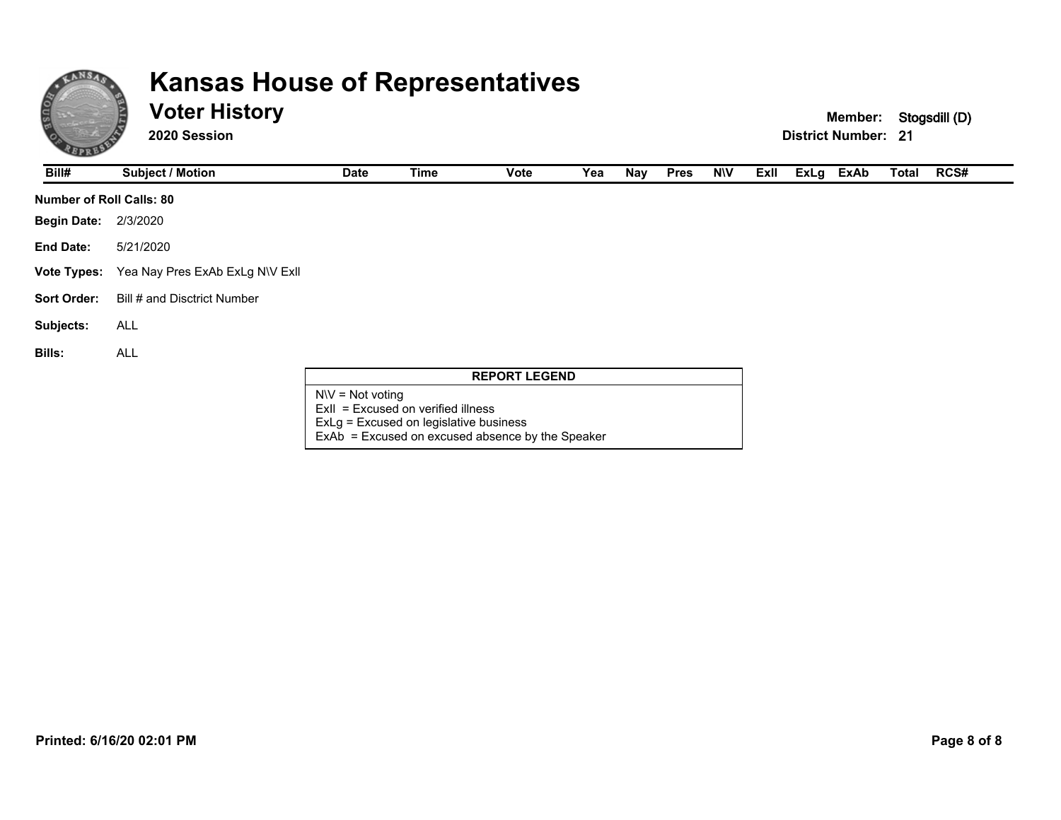# Kansas House of Representatives

## Voter History

**2020 Session**

**Member:** Stogsdill (D)
**District Number:** 21

| Bill# | Subject / Motion | Date | Time | Vote | Yea | Nay | Pres | N\V | ExIl | ExLg | ExAb | Total | RCS# |
|---|---|---|---|---|---|---|---|---|---|---|---|---|---|

**Number of Roll Calls: 80**

**Begin Date:** 2/3/2020

**End Date:** 5/21/2020

**Vote Types:** Yea Nay Pres ExAb ExLg N\V ExIl

**Sort Order:** Bill # and Disctrict Number

**Subjects:** ALL

**Bills:** ALL

| REPORT LEGEND |
|---|
| N\V = Not voting |
| ExIl = Excused on verified illness |
| ExLg = Excused on legislative business |
| ExAb = Excused on excused absence by the Speaker |

Printed: 6/16/20 02:01 PM